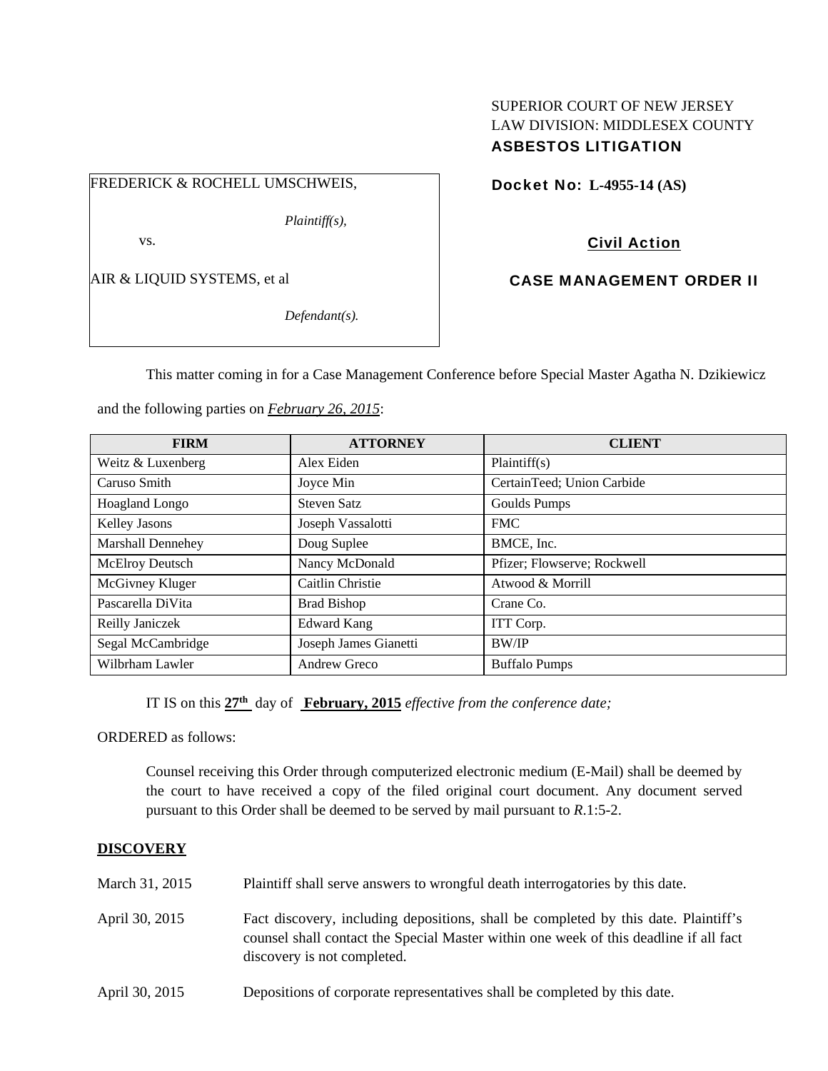SUPERIOR COURT OF NEW JERSEY
LAW DIVISION: MIDDLESEX COUNTY
**ASBESTOS LITIGATION**

FREDERICK & ROCHELL UMSCHWEIS,

*Plaintiff(s),*

vs.

AIR & LIQUID SYSTEMS, et al

*Defendant(s).*

**Docket No: L-4955-14 (AS)**

**Civil Action**

**CASE MANAGEMENT ORDER II**

This matter coming in for a Case Management Conference before Special Master Agatha N. Dzikiewicz and the following parties on ***February 26, 2015***:

| FIRM | ATTORNEY | CLIENT |
|---|---|---|
| Weitz & Luxenberg | Alex Eiden | Plaintiff(s) |
| Caruso Smith | Joyce Min | CertainTeed; Union Carbide |
| Hoagland Longo | Steven Satz | Goulds Pumps |
| Kelley Jasons | Joseph Vassalotti | FMC |
| Marshall Dennehey | Doug Suplee | BMCE, Inc. |
| McElroy Deutsch | Nancy McDonald | Pfizer; Flowserve; Rockwell |
| McGivney Kluger | Caitlin Christie | Atwood & Morrill |
| Pascarella DiVita | Brad Bishop | Crane Co. |
| Reilly Janiczek | Edward Kang | ITT Corp. |
| Segal McCambridge | Joseph James Gianetti | BW/IP |
| Wilbrham Lawler | Andrew Greco | Buffalo Pumps |

IT IS on this **27th** day of **February, 2015** *effective from the conference date;*

ORDERED as follows:

Counsel receiving this Order through computerized electronic medium (E-Mail) shall be deemed by the court to have received a copy of the filed original court document. Any document served pursuant to this Order shall be deemed to be served by mail pursuant to *R*.1:5-2.

**DISCOVERY**

March 31, 2015 — Plaintiff shall serve answers to wrongful death interrogatories by this date.

April 30, 2015 — Fact discovery, including depositions, shall be completed by this date. Plaintiff's counsel shall contact the Special Master within one week of this deadline if all fact discovery is not completed.

April 30, 2015 — Depositions of corporate representatives shall be completed by this date.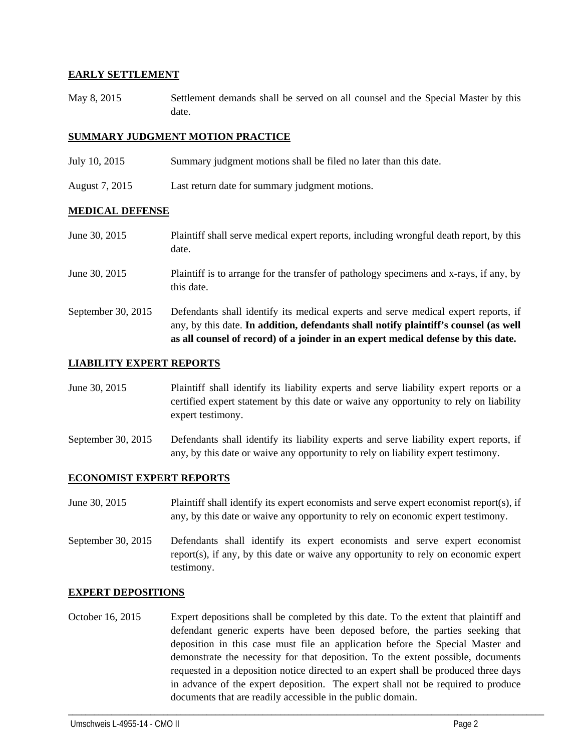**EARLY SETTLEMENT**

May 8, 2015 — Settlement demands shall be served on all counsel and the Special Master by this date.

**SUMMARY JUDGMENT MOTION PRACTICE**

July 10, 2015 — Summary judgment motions shall be filed no later than this date.

August 7, 2015 — Last return date for summary judgment motions.

**MEDICAL DEFENSE**

June 30, 2015 — Plaintiff shall serve medical expert reports, including wrongful death report, by this date.

June 30, 2015 — Plaintiff is to arrange for the transfer of pathology specimens and x-rays, if any, by this date.

September 30, 2015 — Defendants shall identify its medical experts and serve medical expert reports, if any, by this date. **In addition, defendants shall notify plaintiff's counsel (as well as all counsel of record) of a joinder in an expert medical defense by this date.**

**LIABILITY EXPERT REPORTS**

June 30, 2015 — Plaintiff shall identify its liability experts and serve liability expert reports or a certified expert statement by this date or waive any opportunity to rely on liability expert testimony.

September 30, 2015 — Defendants shall identify its liability experts and serve liability expert reports, if any, by this date or waive any opportunity to rely on liability expert testimony.

**ECONOMIST EXPERT REPORTS**

June 30, 2015 — Plaintiff shall identify its expert economists and serve expert economist report(s), if any, by this date or waive any opportunity to rely on economic expert testimony.

September 30, 2015 — Defendants shall identify its expert economists and serve expert economist report(s), if any, by this date or waive any opportunity to rely on economic expert testimony.

**EXPERT DEPOSITIONS**

October 16, 2015 — Expert depositions shall be completed by this date. To the extent that plaintiff and defendant generic experts have been deposed before, the parties seeking that deposition in this case must file an application before the Special Master and demonstrate the necessity for that deposition. To the extent possible, documents requested in a deposition notice directed to an expert shall be produced three days in advance of the expert deposition. The expert shall not be required to produce documents that are readily accessible in the public domain.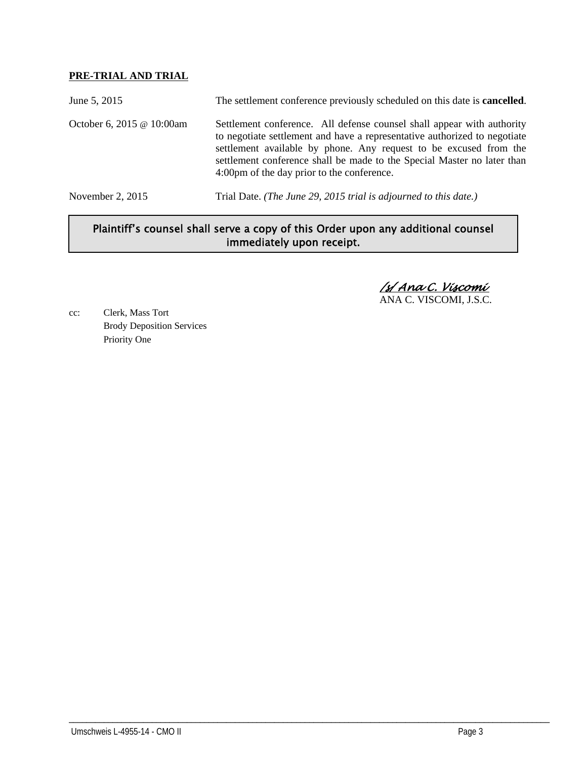**PRE-TRIAL AND TRIAL**

| | |
|---|---|
| June 5, 2015 | The settlement conference previously scheduled on this date is **cancelled**. |
| October 6, 2015 @ 10:00am | Settlement conference. All defense counsel shall appear with authority to negotiate settlement and have a representative authorized to negotiate settlement available by phone. Any request to be excused from the settlement conference shall be made to the Special Master no later than 4:00pm of the day prior to the conference. |
| November 2, 2015 | Trial Date. *(The June 29, 2015 trial is adjourned to this date.)* |

**Plaintiff's counsel shall serve a copy of this Order upon any additional counsel immediately upon receipt.**

*/s/ Ana C. Viscomi*
ANA C. VISCOMI, J.S.C.

cc: Clerk, Mass Tort
Brody Deposition Services
Priority One

Umschweis L-4955-14 - CMO II